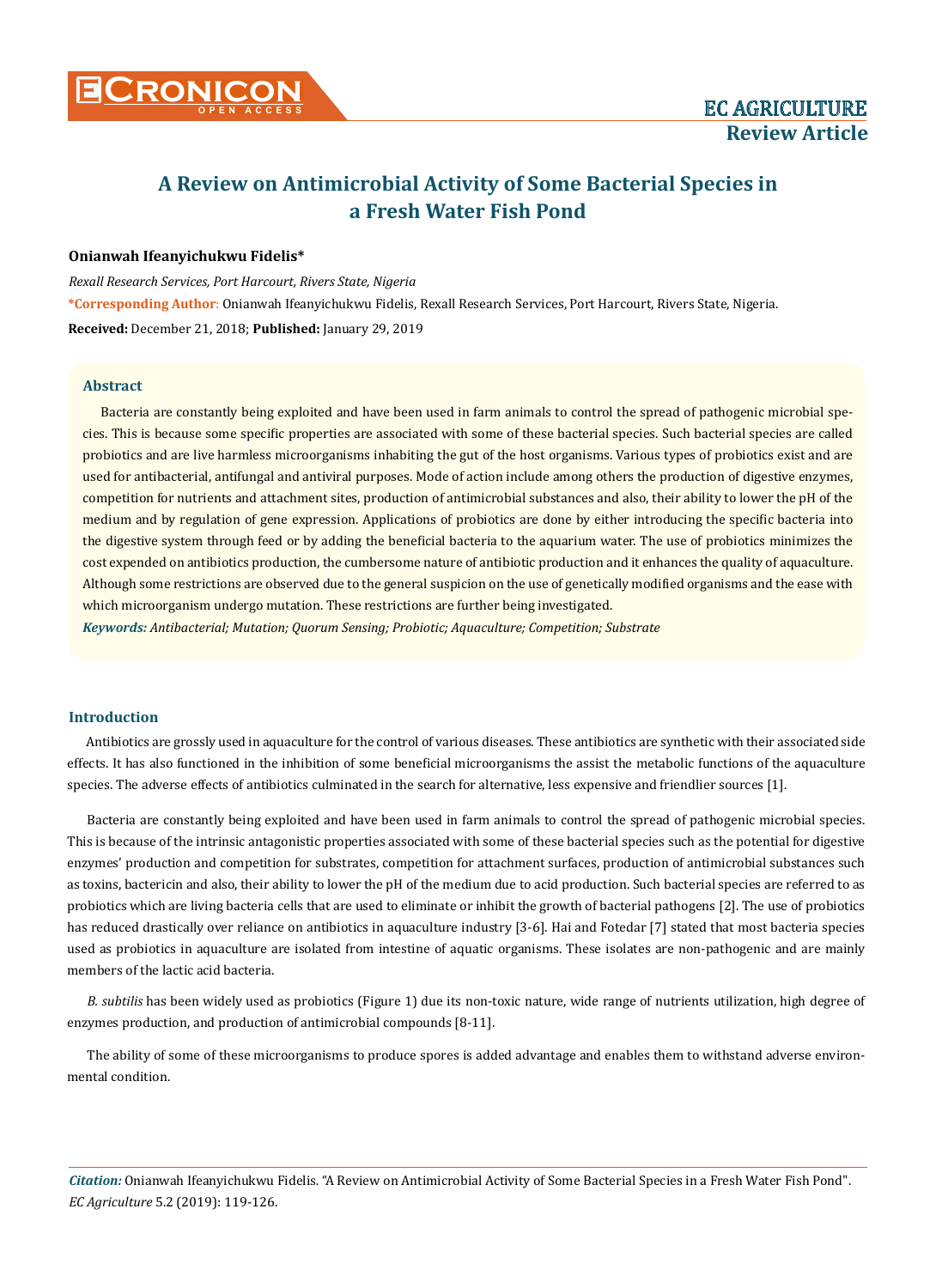# A Review on Antimicrobial Activity of Some Bacterial Species in a Fresh Water Fish Pond

**Onianwah Ifeanyichukwu Fidelis***

*Rexall Research Services, Port Harcourt, Rivers State, Nigeria*

***Corresponding Author**: Onianwah Ifeanyichukwu Fidelis, Rexall Research Services, Port Harcourt, Rivers State, Nigeria.

**Received:** December 21, 2018; **Published:** January 29, 2019

## Abstract

Bacteria are constantly being exploited and have been used in farm animals to control the spread of pathogenic microbial species. This is because some specific properties are associated with some of these bacterial species. Such bacterial species are called probiotics and are live harmless microorganisms inhabiting the gut of the host organisms. Various types of probiotics exist and are used for antibacterial, antifungal and antiviral purposes. Mode of action include among others the production of digestive enzymes, competition for nutrients and attachment sites, production of antimicrobial substances and also, their ability to lower the pH of the medium and by regulation of gene expression. Applications of probiotics are done by either introducing the specific bacteria into the digestive system through feed or by adding the beneficial bacteria to the aquarium water. The use of probiotics minimizes the cost expended on antibiotics production, the cumbersome nature of antibiotic production and it enhances the quality of aquaculture. Although some restrictions are observed due to the general suspicion on the use of genetically modified organisms and the ease with which microorganism undergo mutation. These restrictions are further being investigated.

***Keywords:*** *Antibacterial; Mutation; Quorum Sensing; Probiotic; Aquaculture; Competition; Substrate*

## Introduction

Antibiotics are grossly used in aquaculture for the control of various diseases. These antibiotics are synthetic with their associated side effects. It has also functioned in the inhibition of some beneficial microorganisms the assist the metabolic functions of the aquaculture species. The adverse effects of antibiotics culminated in the search for alternative, less expensive and friendlier sources [1].

Bacteria are constantly being exploited and have been used in farm animals to control the spread of pathogenic microbial species. This is because of the intrinsic antagonistic properties associated with some of these bacterial species such as the potential for digestive enzymes' production and competition for substrates, competition for attachment surfaces, production of antimicrobial substances such as toxins, bactericin and also, their ability to lower the pH of the medium due to acid production. Such bacterial species are referred to as probiotics which are living bacteria cells that are used to eliminate or inhibit the growth of bacterial pathogens [2]. The use of probiotics has reduced drastically over reliance on antibiotics in aquaculture industry [3-6]. Hai and Fotedar [7] stated that most bacteria species used as probiotics in aquaculture are isolated from intestine of aquatic organisms. These isolates are non-pathogenic and are mainly members of the lactic acid bacteria.

*B. subtilis* has been widely used as probiotics (Figure 1) due its non-toxic nature, wide range of nutrients utilization, high degree of enzymes production, and production of antimicrobial compounds [8-11].

The ability of some of these microorganisms to produce spores is added advantage and enables them to withstand adverse environmental condition.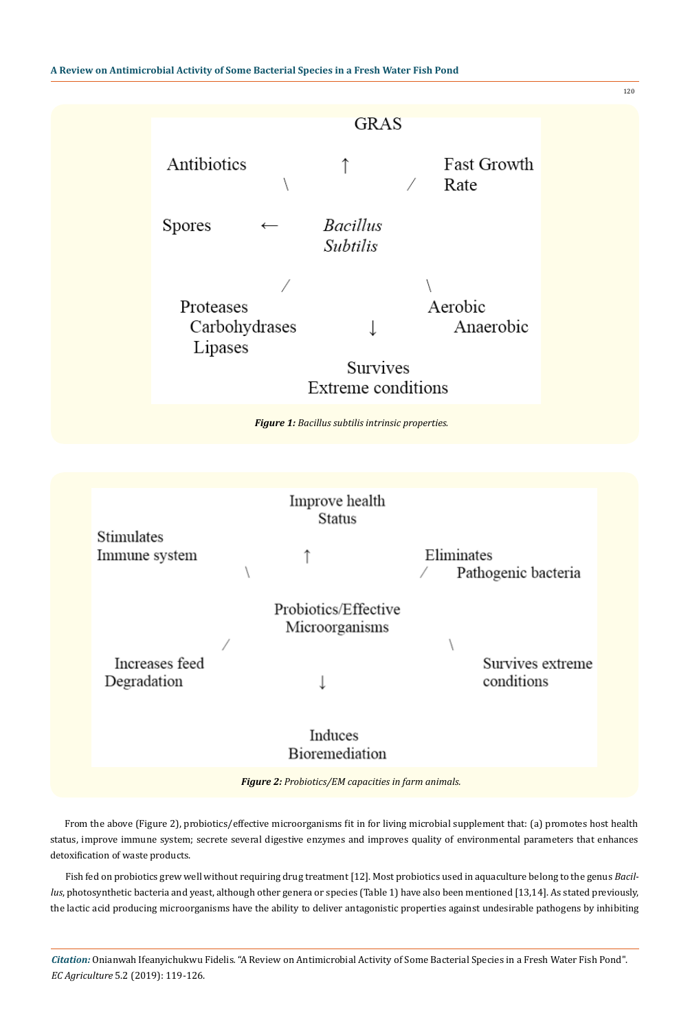GRAS

Antibiotics ↑ Fast Growth Rate

Spores ← *Bacillus Subtilis*

Proteases
Carbohydrases
Lipases

↓

Aerobic
Anaerobic

Survives
Extreme conditions

***Figure 1:*** *Bacillus subtilis intrinsic properties.*

Improve health Status

Stimulates Immune system ↑ Eliminates Pathogenic bacteria

Probiotics/Effective Microorganisms

Increases feed Degradation ↓ Survives extreme conditions

Induces Bioremediation

***Figure 2:*** *Probiotics/EM capacities in farm animals.*

From the above (Figure 2), probiotics/effective microorganisms fit in for living microbial supplement that: (a) promotes host health status, improve immune system; secrete several digestive enzymes and improves quality of environmental parameters that enhances detoxification of waste products.

Fish fed on probiotics grew well without requiring drug treatment [12]. Most probiotics used in aquaculture belong to the genus *Bacillus*, photosynthetic bacteria and yeast, although other genera or species (Table 1) have also been mentioned [13,14]. As stated previously, the lactic acid producing microorganisms have the ability to deliver antagonistic properties against undesirable pathogens by inhibiting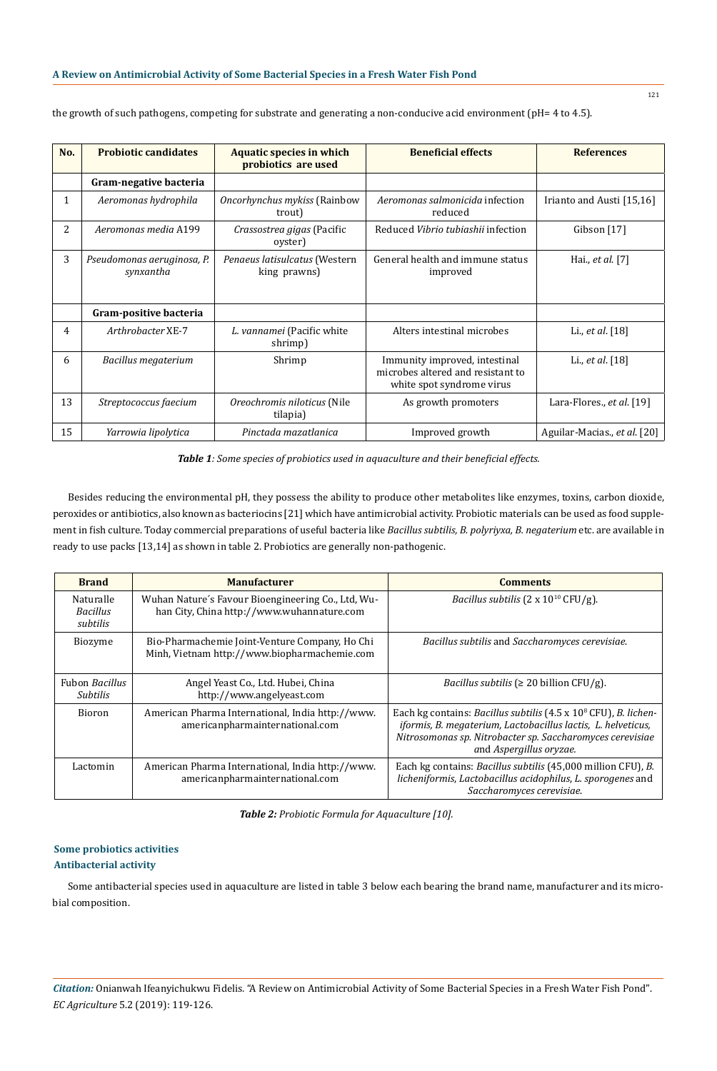the growth of such pathogens, competing for substrate and generating a non-conducive acid environment (pH= 4 to 4.5).

| No. | Probiotic candidates | Aquatic species in which probiotics are used | Beneficial effects | References |
|---|---|---|---|---|
| | **Gram-negative bacteria** | | | |
| 1 | *Aeromonas hydrophila* | *Oncorhynchus mykiss* (Rainbow trout) | *Aeromonas salmonicida* infection reduced | Irianto and Austi [15,16] |
| 2 | *Aeromonas media* A199 | *Crassostrea gigas* (Pacific oyster) | Reduced *Vibrio tubiashii* infection | Gibson [17] |
| 3 | *Pseudomonas aeruginosa, P. synxantha* | *Penaeus latisulcatus* (Western king prawns) | General health and immune status improved | Hai., *et al.* [7] |
| | **Gram-positive bacteria** | | | |
| 4 | *Arthrobacter* XE-7 | *L. vannamei* (Pacific white shrimp) | Alters intestinal microbes | Li., *et al*. [18] |
| 6 | *Bacillus megaterium* | Shrimp | Immunity improved, intestinal microbes altered and resistant to white spot syndrome virus | Li., *et al*. [18] |
| 13 | *Streptococcus faecium* | *Oreochromis niloticus* (Nile tilapia) | As growth promoters | Lara-Flores., *et al*. [19] |
| 15 | *Yarrowia lipolytica* | *Pinctada mazatlanica* | Improved growth | Aguilar-Macias., *et al*. [20] |

***Table 1**: Some species of probiotics used in aquaculture and their beneficial effects.*

Besides reducing the environmental pH, they possess the ability to produce other metabolites like enzymes, toxins, carbon dioxide, peroxides or antibiotics, also known as bacteriocins [21] which have antimicrobial activity. Probiotic materials can be used as food supplement in fish culture. Today commercial preparations of useful bacteria like *Bacillus subtilis, B. polyriyxa, B. negaterium* etc. are available in ready to use packs [13,14] as shown in table 2. Probiotics are generally non-pathogenic.

| Brand | Manufacturer | Comments |
|---|---|---|
| Naturalle *Bacillus subtilis* | Wuhan Nature´s Favour Bioengineering Co., Ltd, Wuhan City, China http://www.wuhannature.com | *Bacillus subtilis* ($2 \times 10^{10}$ CFU/g). |
| Biozyme | Bio-Pharmachemie Joint-Venture Company, Ho Chi Minh, Vietnam http://www.biopharmachemie.com | *Bacillus subtilis* and *Saccharomyces cerevisiae.* |
| Fubon *Bacillus Subtilis* | Angel Yeast Co., Ltd. Hubei, China http://www.angelyeast.com | *Bacillus subtilis* (≥ 20 billion CFU/g). |
| Bioron | American Pharma International, India http://www.americanpharmainternational.com | Each kg contains: *Bacillus subtilis* ($4.5 \times 10^8$ CFU), *B. licheniformis, B. megaterium, Lactobacillus lactis, L. helveticus, Nitrosomonas sp. Nitrobacter sp. Saccharomyces cerevisiae* and *Aspergillus oryzae.* |
| Lactomin | American Pharma International, India http://www.americanpharmainternational.com | Each kg contains: *Bacillus subtilis* (45,000 million CFU), *B. licheniformis*, *Lactobacillus acidophilus*, *L. sporogenes* and *Saccharomyces cerevisiae.* |

***Table 2:** Probiotic Formula for Aquaculture [10].*

### Some probiotics activities

#### Antibacterial activity

Some antibacterial species used in aquaculture are listed in table 3 below each bearing the brand name, manufacturer and its microbial composition.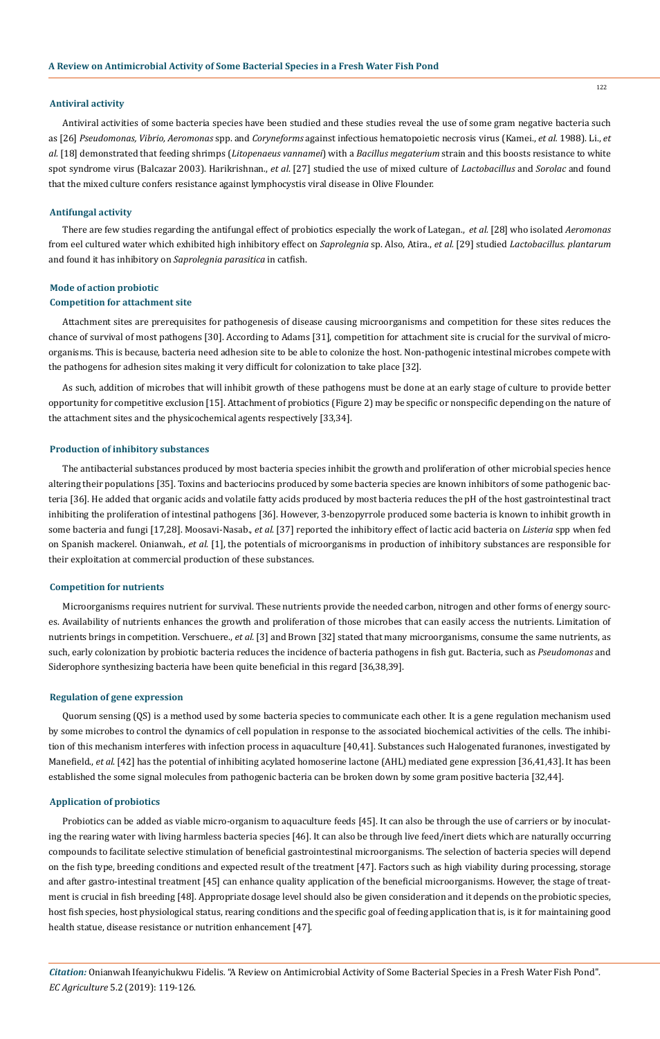### Antiviral activity

Antiviral activities of some bacteria species have been studied and these studies reveal the use of some gram negative bacteria such as [26] *Pseudomonas, Vibrio, Aeromonas* spp. and *Coryneforms* against infectious hematopoietic necrosis virus (Kamei., *et al.* 1988). Li., *et al.* [18] demonstrated that feeding shrimps (*Litopenaeus vannamei*) with a *Bacillus megaterium* strain and this boosts resistance to white spot syndrome virus (Balcazar 2003). Harikrishnan., *et al.* [27] studied the use of mixed culture of *Lactobacillus* and *Sorolac* and found that the mixed culture confers resistance against lymphocystis viral disease in Olive Flounder.

### Antifungal activity

There are few studies regarding the antifungal effect of probiotics especially the work of Lategan., *et al.* [28] who isolated *Aeromonas* from eel cultured water which exhibited high inhibitory effect on *Saprolegnia* sp. Also, Atira., *et al.* [29] studied *Lactobacillus. plantarum* and found it has inhibitory on *Saprolegnia parasitica* in catfish.

### Mode of action probiotic

### Competition for attachment site

Attachment sites are prerequisites for pathogenesis of disease causing microorganisms and competition for these sites reduces the chance of survival of most pathogens [30]. According to Adams [31], competition for attachment site is crucial for the survival of microorganisms. This is because, bacteria need adhesion site to be able to colonize the host. Non-pathogenic intestinal microbes compete with the pathogens for adhesion sites making it very difficult for colonization to take place [32].

As such, addition of microbes that will inhibit growth of these pathogens must be done at an early stage of culture to provide better opportunity for competitive exclusion [15]. Attachment of probiotics (Figure 2) may be specific or nonspecific depending on the nature of the attachment sites and the physicochemical agents respectively [33,34].

### Production of inhibitory substances

The antibacterial substances produced by most bacteria species inhibit the growth and proliferation of other microbial species hence altering their populations [35]. Toxins and bacteriocins produced by some bacteria species are known inhibitors of some pathogenic bacteria [36]. He added that organic acids and volatile fatty acids produced by most bacteria reduces the pH of the host gastrointestinal tract inhibiting the proliferation of intestinal pathogens [36]. However, 3-benzopyrrole produced some bacteria is known to inhibit growth in some bacteria and fungi [17,28]. Moosavi-Nasab., *et al.* [37] reported the inhibitory effect of lactic acid bacteria on *Listeria* spp when fed on Spanish mackerel. Onianwah., *et al.* [1], the potentials of microorganisms in production of inhibitory substances are responsible for their exploitation at commercial production of these substances.

### Competition for nutrients

Microorganisms requires nutrient for survival. These nutrients provide the needed carbon, nitrogen and other forms of energy sources. Availability of nutrients enhances the growth and proliferation of those microbes that can easily access the nutrients. Limitation of nutrients brings in competition. Verschuere., *et al.* [3] and Brown [32] stated that many microorganisms, consume the same nutrients, as such, early colonization by probiotic bacteria reduces the incidence of bacteria pathogens in fish gut. Bacteria, such as *Pseudomonas* and Siderophore synthesizing bacteria have been quite beneficial in this regard [36,38,39].

### Regulation of gene expression

Quorum sensing (QS) is a method used by some bacteria species to communicate each other. It is a gene regulation mechanism used by some microbes to control the dynamics of cell population in response to the associated biochemical activities of the cells. The inhibition of this mechanism interferes with infection process in aquaculture [40,41]. Substances such Halogenated furanones, investigated by Manefield., *et al.* [42] has the potential of inhibiting acylated homoserine lactone (AHL) mediated gene expression [36,41,43]. It has been established the some signal molecules from pathogenic bacteria can be broken down by some gram positive bacteria [32,44].

### Application of probiotics

Probiotics can be added as viable micro-organism to aquaculture feeds [45]. It can also be through the use of carriers or by inoculating the rearing water with living harmless bacteria species [46]. It can also be through live feed/inert diets which are naturally occurring compounds to facilitate selective stimulation of beneficial gastrointestinal microorganisms. The selection of bacteria species will depend on the fish type, breeding conditions and expected result of the treatment [47]. Factors such as high viability during processing, storage and after gastro-intestinal treatment [45] can enhance quality application of the beneficial microorganisms. However, the stage of treatment is crucial in fish breeding [48]. Appropriate dosage level should also be given consideration and it depends on the probiotic species, host fish species, host physiological status, rearing conditions and the specific goal of feeding application that is, is it for maintaining good health statue, disease resistance or nutrition enhancement [47].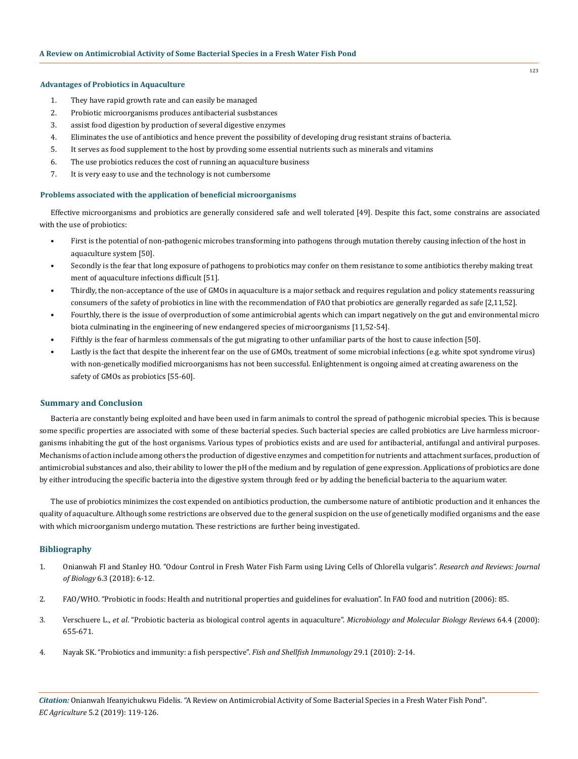#### Advantages of Probiotics in Aquaculture

1. They have rapid growth rate and can easily be managed
2. Probiotic microorganisms produces antibacterial susbstances
3. assist food digestion by production of several digestive enzymes
4. Eliminates the use of antibiotics and hence prevent the possibility of developing drug resistant strains of bacteria.
5. It serves as food supplement to the host by provding some essential nutrients such as minerals and vitamins
6. The use probiotics reduces the cost of running an aquaculture business
7. It is very easy to use and the technology is not cumbersome

#### Problems associated with the application of beneficial microorganisms

Effective microorganisms and probiotics are generally considered safe and well tolerated [49]. Despite this fact, some constrains are associated with the use of probiotics:

- First is the potential of non-pathogenic microbes transforming into pathogens through mutation thereby causing infection of the host in aquaculture system [50].
- Secondly is the fear that long exposure of pathogens to probiotics may confer on them resistance to some antibiotics thereby making treat ment of aquaculture infections difficult [51].
- Thirdly, the non-acceptance of the use of GMOs in aquaculture is a major setback and requires regulation and policy statements reassuring consumers of the safety of probiotics in line with the recommendation of FAO that probiotics are generally regarded as safe [2,11,52].
- Fourthly, there is the issue of overproduction of some antimicrobial agents which can impart negatively on the gut and environmental micro biota culminating in the engineering of new endangered species of microorganisms [11,52-54].
- Fifthly is the fear of harmless commensals of the gut migrating to other unfamiliar parts of the host to cause infection [50].
- Lastly is the fact that despite the inherent fear on the use of GMOs, treatment of some microbial infections (e.g. white spot syndrome virus) with non-genetically modified microorganisms has not been successful. Enlightenment is ongoing aimed at creating awareness on the safety of GMOs as probiotics [55-60].

## Summary and Conclusion

Bacteria are constantly being exploited and have been used in farm animals to control the spread of pathogenic microbial species. This is because some specific properties are associated with some of these bacterial species. Such bacterial species are called probiotics are Live harmless microorganisms inhabiting the gut of the host organisms. Various types of probiotics exists and are used for antibacterial, antifungal and antiviral purposes. Mechanisms of action include among others the production of digestive enzymes and competition for nutrients and attachment surfaces, production of antimicrobial substances and also, their ability to lower the pH of the medium and by regulation of gene expression. Applications of probiotics are done by either introducing the specific bacteria into the digestive system through feed or by adding the beneficial bacteria to the aquarium water.

The use of probiotics minimizes the cost expended on antibiotics production, the cumbersome nature of antibiotic production and it enhances the quality of aquaculture. Although some restrictions are observed due to the general suspicion on the use of genetically modified organisms and the ease with which microorganism undergo mutation. These restrictions are further being investigated.

## Bibliography

1. Onianwah FI and Stanley HO. "Odour Control in Fresh Water Fish Farm using Living Cells of Chlorella vulgaris". *Research and Reviews: Journal of Biology* 6.3 (2018): 6-12.
2. FAO/WHO. "Probiotic in foods: Health and nutritional properties and guidelines for evaluation". In FAO food and nutrition (2006): 85.
3. Verschuere L., *et al*. "Probiotic bacteria as biological control agents in aquaculture". *Microbiology and Molecular Biology Reviews* 64.4 (2000): 655-671.
4. Nayak SK. "Probiotics and immunity: a fish perspective". *Fish and Shellfish Immunology* 29.1 (2010): 2-14.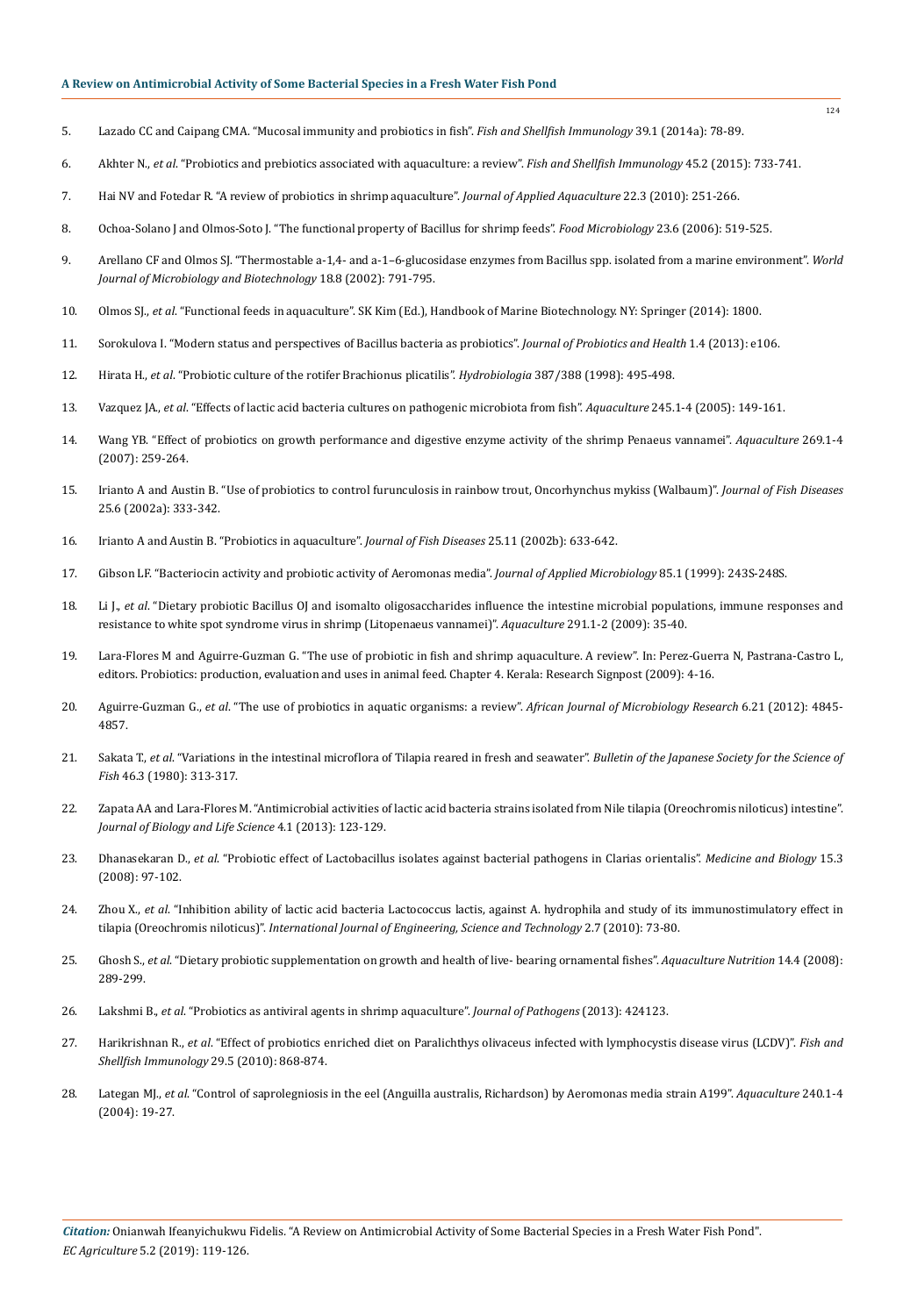5. Lazado CC and Caipang CMA. "Mucosal immunity and probiotics in fish". *Fish and Shellfish Immunology* 39.1 (2014a): 78-89.

6. Akhter N., *et al*. "Probiotics and prebiotics associated with aquaculture: a review". *Fish and Shellfish Immunology* 45.2 (2015): 733-741.

7. Hai NV and Fotedar R. "A review of probiotics in shrimp aquaculture". *Journal of Applied Aquaculture* 22.3 (2010): 251-266.

8. Ochoa-Solano J and Olmos-Soto J. "The functional property of Bacillus for shrimp feeds". *Food Microbiology* 23.6 (2006): 519-525.

9. Arellano CF and Olmos SJ. "Thermostable a-1,4- and a-1–6-glucosidase enzymes from Bacillus spp. isolated from a marine environment". *World Journal of Microbiology and Biotechnology* 18.8 (2002): 791-795.

10. Olmos SJ., *et al*. "Functional feeds in aquaculture". SK Kim (Ed.), Handbook of Marine Biotechnology. NY: Springer (2014): 1800.

11. Sorokulova I. "Modern status and perspectives of Bacillus bacteria as probiotics". *Journal of Probiotics and Health* 1.4 (2013): e106.

12. Hirata H., *et al*. "Probiotic culture of the rotifer Brachionus plicatilis". *Hydrobiologia* 387/388 (1998): 495-498.

13. Vazquez JA., *et al*. "Effects of lactic acid bacteria cultures on pathogenic microbiota from fish". *Aquaculture* 245.1-4 (2005): 149-161.

14. Wang YB. "Effect of probiotics on growth performance and digestive enzyme activity of the shrimp Penaeus vannamei". *Aquaculture* 269.1-4 (2007): 259-264.

15. Irianto A and Austin B. "Use of probiotics to control furunculosis in rainbow trout, Oncorhynchus mykiss (Walbaum)". *Journal of Fish Diseases* 25.6 (2002a): 333-342.

16. Irianto A and Austin B. "Probiotics in aquaculture". *Journal of Fish Diseases* 25.11 (2002b): 633-642.

17. Gibson LF. "Bacteriocin activity and probiotic activity of Aeromonas media". *Journal of Applied Microbiology* 85.1 (1999): 243S-248S.

18. Li J., *et al*. "Dietary probiotic Bacillus OJ and isomalto oligosaccharides influence the intestine microbial populations, immune responses and resistance to white spot syndrome virus in shrimp (Litopenaeus vannamei)". *Aquaculture* 291.1-2 (2009): 35-40.

19. Lara-Flores M and Aguirre-Guzman G. "The use of probiotic in fish and shrimp aquaculture. A review". In: Perez-Guerra N, Pastrana-Castro L, editors. Probiotics: production, evaluation and uses in animal feed. Chapter 4. Kerala: Research Signpost (2009): 4-16.

20. Aguirre-Guzman G., *et al*. "The use of probiotics in aquatic organisms: a review". *African Journal of Microbiology Research* 6.21 (2012): 4845-4857.

21. Sakata T., *et al*. "Variations in the intestinal microflora of Tilapia reared in fresh and seawater". *Bulletin of the Japanese Society for the Science of Fish* 46.3 (1980): 313-317.

22. Zapata AA and Lara-Flores M. "Antimicrobial activities of lactic acid bacteria strains isolated from Nile tilapia (Oreochromis niloticus) intestine". *Journal of Biology and Life Science* 4.1 (2013): 123-129.

23. Dhanasekaran D., *et al*. "Probiotic effect of Lactobacillus isolates against bacterial pathogens in Clarias orientalis". *Medicine and Biology* 15.3 (2008): 97-102.

24. Zhou X., *et al*. "Inhibition ability of lactic acid bacteria Lactococcus lactis, against A. hydrophila and study of its immunostimulatory effect in tilapia (Oreochromis niloticus)". *International Journal of Engineering, Science and Technology* 2.7 (2010): 73-80.

25. Ghosh S., *et al*. "Dietary probiotic supplementation on growth and health of live- bearing ornamental fishes". *Aquaculture Nutrition* 14.4 (2008): 289-299.

26. Lakshmi B., *et al*. "Probiotics as antiviral agents in shrimp aquaculture". *Journal of Pathogens* (2013): 424123.

27. Harikrishnan R., *et al*. "Effect of probiotics enriched diet on Paralichthys olivaceus infected with lymphocystis disease virus (LCDV)". *Fish and Shellfish Immunology* 29.5 (2010): 868-874.

28. Lategan MJ., *et al*. "Control of saprolegniosis in the eel (Anguilla australis, Richardson) by Aeromonas media strain A199". *Aquaculture* 240.1-4 (2004): 19-27.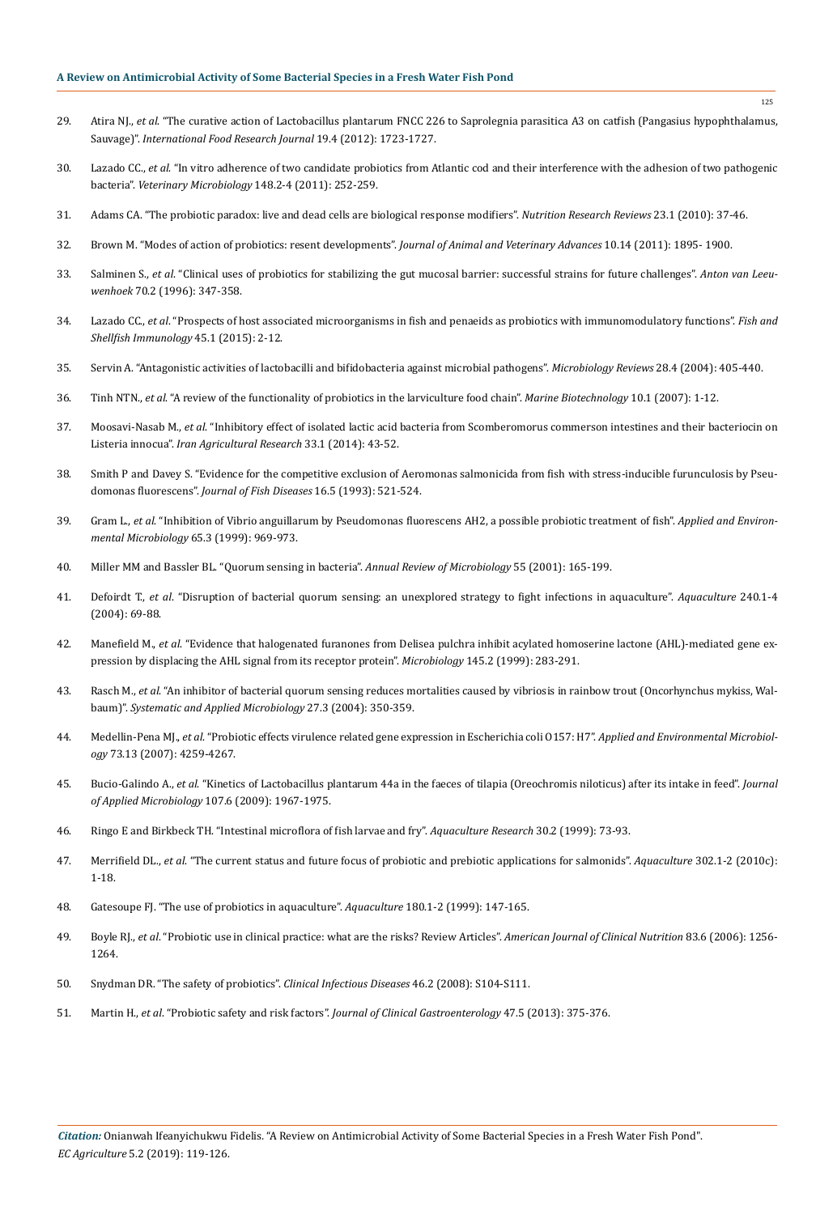29. Atira NJ., *et al.* "The curative action of Lactobacillus plantarum FNCC 226 to Saprolegnia parasitica A3 on catfish (Pangasius hypophthalamus, Sauvage)". *International Food Research Journal* 19.4 (2012): 1723-1727.

30. Lazado CC., *et al.* "In vitro adherence of two candidate probiotics from Atlantic cod and their interference with the adhesion of two pathogenic bacteria". *Veterinary Microbiology* 148.2-4 (2011): 252-259.

31. Adams CA. "The probiotic paradox: live and dead cells are biological response modifiers". *Nutrition Research Reviews* 23.1 (2010): 37-46.

32. Brown M. "Modes of action of probiotics: resent developments". *Journal of Animal and Veterinary Advances* 10.14 (2011): 1895- 1900.

33. Salminen S., *et al.* "Clinical uses of probiotics for stabilizing the gut mucosal barrier: successful strains for future challenges". *Anton van Leeuwenhoek* 70.2 (1996): 347-358.

34. Lazado CC., *et al.* "Prospects of host associated microorganisms in fish and penaeids as probiotics with immunomodulatory functions". *Fish and Shellfish Immunology* 45.1 (2015): 2-12.

35. Servin A. "Antagonistic activities of lactobacilli and bifidobacteria against microbial pathogens". *Microbiology Reviews* 28.4 (2004): 405-440.

36. Tinh NTN., *et al.* "A review of the functionality of probiotics in the larviculture food chain". *Marine Biotechnology* 10.1 (2007): 1-12.

37. Moosavi-Nasab M., *et al.* "Inhibitory effect of isolated lactic acid bacteria from Scomberomorus commerson intestines and their bacteriocin on Listeria innocua". *Iran Agricultural Research* 33.1 (2014): 43-52.

38. Smith P and Davey S. "Evidence for the competitive exclusion of Aeromonas salmonicida from fish with stress-inducible furunculosis by Pseudomonas fluorescens". *Journal of Fish Diseases* 16.5 (1993): 521-524.

39. Gram L., *et al.* "Inhibition of Vibrio anguillarum by Pseudomonas fluorescens AH2, a possible probiotic treatment of fish". *Applied and Environmental Microbiology* 65.3 (1999): 969-973.

40. Miller MM and Bassler BL. "Quorum sensing in bacteria". *Annual Review of Microbiology* 55 (2001): 165-199.

41. Defoirdt T., *et al.* "Disruption of bacterial quorum sensing: an unexplored strategy to fight infections in aquaculture". *Aquaculture* 240.1-4 (2004): 69-88.

42. Manefield M., *et al.* "Evidence that halogenated furanones from Delisea pulchra inhibit acylated homoserine lactone (AHL)-mediated gene expression by displacing the AHL signal from its receptor protein". *Microbiology* 145.2 (1999): 283-291.

43. Rasch M., *et al.* "An inhibitor of bacterial quorum sensing reduces mortalities caused by vibriosis in rainbow trout (Oncorhynchus mykiss, Walbaum)". *Systematic and Applied Microbiology* 27.3 (2004): 350-359.

44. Medellin-Pena MJ., *et al.* "Probiotic effects virulence related gene expression in Escherichia coli O157: H7". *Applied and Environmental Microbiology* 73.13 (2007): 4259-4267.

45. Bucio-Galindo A., *et al.* "Kinetics of Lactobacillus plantarum 44a in the faeces of tilapia (Oreochromis niloticus) after its intake in feed". *Journal of Applied Microbiology* 107.6 (2009): 1967-1975.

46. Ringo E and Birkbeck TH. "Intestinal microflora of fish larvae and fry". *Aquaculture Research* 30.2 (1999): 73-93.

47. Merrifield DL., *et al.* "The current status and future focus of probiotic and prebiotic applications for salmonids". *Aquaculture* 302.1-2 (2010c): 1-18.

48. Gatesoupe FJ. "The use of probiotics in aquaculture". *Aquaculture* 180.1-2 (1999): 147-165.

49. Boyle RJ., *et al.* "Probiotic use in clinical practice: what are the risks? Review Articles". *American Journal of Clinical Nutrition* 83.6 (2006): 1256-1264.

50. Snydman DR. "The safety of probiotics". *Clinical Infectious Diseases* 46.2 (2008): S104-S111.

51. Martin H., *et al.* "Probiotic safety and risk factors". *Journal of Clinical Gastroenterology* 47.5 (2013): 375-376.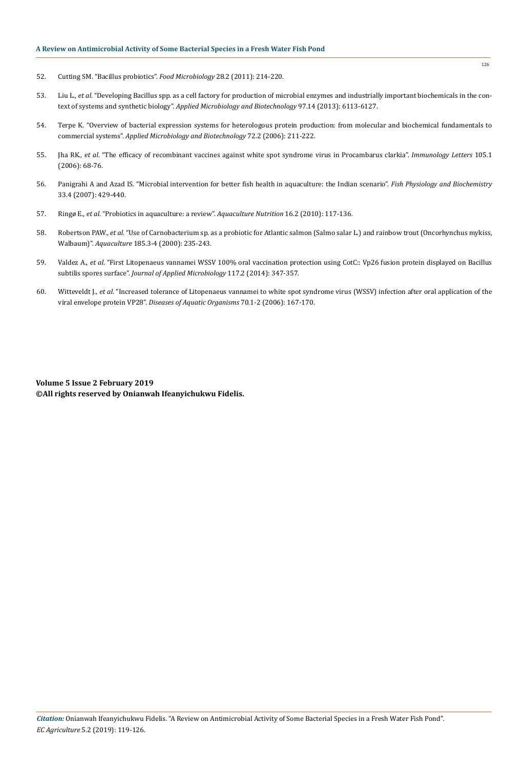52. Cutting SM. "Bacillus probiotics". *Food Microbiology* 28.2 (2011): 214-220.

53. Liu L., *et al*. "Developing Bacillus spp. as a cell factory for production of microbial enzymes and industrially important biochemicals in the context of systems and synthetic biology". *Applied Microbiology and Biotechnology* 97.14 (2013): 6113-6127.

54. Terpe K. "Overview of bacterial expression systems for heterologous protein production: from molecular and biochemical fundamentals to commercial systems". *Applied Microbiology and Biotechnology* 72.2 (2006): 211-222.

55. Jha RK., *et al*. "The efficacy of recombinant vaccines against white spot syndrome virus in Procambarus clarkia". *Immunology Letters* 105.1 (2006): 68-76.

56. Panigrahi A and Azad IS. "Microbial intervention for better fish health in aquaculture: the Indian scenario". *Fish Physiology and Biochemistry* 33.4 (2007): 429-440.

57. Ringø E., *et al*. "Probiotics in aquaculture: a review". *Aquaculture Nutrition* 16.2 (2010): 117-136.

58. Robertson PAW., *et al*. "Use of Carnobacterium sp. as a probiotic for Atlantic salmon (Salmo salar L.) and rainbow trout (Oncorhynchus mykiss, Walbaum)". *Aquaculture* 185.3-4 (2000): 235-243.

59. Valdez A., *et al*. "First Litopenaeus vannamei WSSV 100% oral vaccination protection using CotC:: Vp26 fusion protein displayed on Bacillus subtilis spores surface". *Journal of Applied Microbiology* 117.2 (2014): 347-357.

60. Witteveldt J., *et al*. "Increased tolerance of Litopenaeus vannamei to white spot syndrome virus (WSSV) infection after oral application of the viral envelope protein VP28". *Diseases of Aquatic Organisms* 70.1-2 (2006): 167-170.

**Volume 5 Issue 2 February 2019**
**©All rights reserved by Onianwah Ifeanyichukwu Fidelis.**